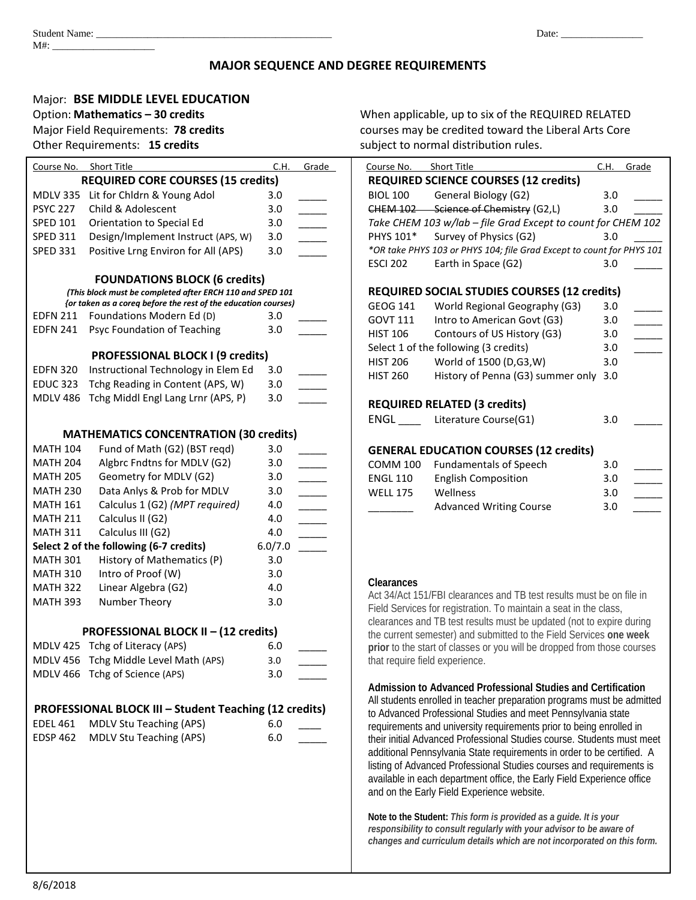Student Name: _______________________________________________ Date: ________________

M#: ____________________

# MAJOR SEQUENCE AND DEGREE REQUIREMENTS

Major: **BSE MIDDLE LEVEL EDUCATION**

Option: **Mathematics – 30 credits**

Major Field Requirements: **78 credits**

Other Requirements: **15 credits**

When applicable, up to six of the REQUIRED RELATED courses may be credited toward the Liberal Arts Core subject to normal distribution rules.

| Course No. | Short Title | C.H. | Grade |
|---|---|---|---|
| **REQUIRED CORE COURSES (15 credits)** | | | |
| MDLV 335 | Lit for Chldrn & Young Adol | 3.0 | _____ |
| PSYC 227 | Child & Adolescent | 3.0 | _____ |
| SPED 101 | Orientation to Special Ed | 3.0 | _____ |
| SPED 311 | Design/Implement Instruct (APS, W) | 3.0 | _____ |
| SPED 331 | Positive Lrng Environ for All (APS) | 3.0 | _____ |
| **FOUNDATIONS BLOCK (6 credits)** | | | |
| *(This block must be completed after ERCH 110 and SPED 101 {or taken as a coreq before the rest of the education courses)* | | | |
| EDFN 211 | Foundations Modern Ed (D) | 3.0 | _____ |
| EDFN 241 | Psyc Foundation of Teaching | 3.0 | _____ |
| **PROFESSIONAL BLOCK I (9 credits)** | | | |
| EDFN 320 | Instructional Technology in Elem Ed | 3.0 | _____ |
| EDUC 323 | Tchg Reading in Content (APS, W) | 3.0 | _____ |
| MDLV 486 | Tchg Middl Engl Lang Lrnr (APS, P) | 3.0 | _____ |
| **MATHEMATICS CONCENTRATION (30 credits)** | | | |
| MATH 104 | Fund of Math (G2) (BST reqd) | 3.0 | _____ |
| MATH 204 | Algbrc Fndtns for MDLV (G2) | 3.0 | _____ |
| MATH 205 | Geometry for MDLV (G2) | 3.0 | _____ |
| MATH 230 | Data Anlys & Prob for MDLV | 3.0 | _____ |
| MATH 161 | Calculus 1 (G2) *(MPT required)* | 4.0 | _____ |
| MATH 211 | Calculus II (G2) | 4.0 | _____ |
| MATH 311 | Calculus III (G2) | 4.0 | _____ |
| **Select 2 of the following (6-7 credits)** | | 6.0/7.0 | _____ |
| MATH 301 | History of Mathematics (P) | 3.0 | |
| MATH 310 | Intro of Proof (W) | 3.0 | |
| MATH 322 | Linear Algebra (G2) | 4.0 | |
| MATH 393 | Number Theory | 3.0 | |
| **PROFESSIONAL BLOCK II – (12 credits)** | | | |
| MDLV 425 | Tchg of Literacy (APS) | 6.0 | _____ |
| MDLV 456 | Tchg Middle Level Math (APS) | 3.0 | _____ |
| MDLV 466 | Tchg of Science (APS) | 3.0 | _____ |
| **PROFESSIONAL BLOCK III – Student Teaching (12 credits)** | | | |
| EDEL 461 | MDLV Stu Teaching (APS) | 6.0 | ____ |
| EDSP 462 | MDLV Stu Teaching (APS) | 6.0 | _____ |

| Course No. | Short Title | C.H. | Grade |
|---|---|---|---|
| **REQUIRED SCIENCE COURSES (12 credits)** | | | |
| BIOL 100 | General Biology (G2) | 3.0 | _____ |
| ~~CHEM 102~~ | ~~Science of Chemistry~~ (G2,L) | 3.0 | _____ |
| *Take CHEM 103 w/lab – file Grad Except to count for CHEM 102* | | | |
| PHYS 101* | Survey of Physics (G2) | 3.0 | _____ |
| *\*OR take PHYS 103 or PHYS 104; file Grad Except to count for PHYS 101* | | | |
| ESCI 202 | Earth in Space (G2) | 3.0 | _____ |
| **REQUIRED SOCIAL STUDIES COURSES (12 credits)** | | | |
| GEOG 141 | World Regional Geography (G3) | 3.0 | _____ |
| GOVT 111 | Intro to American Govt (G3) | 3.0 | _____ |
| HIST 106 | Contours of US History (G3) | 3.0 | _____ |
| Select 1 of the following (3 credits) | | 3.0 | _____ |
| HIST 206 | World of 1500 (D,G3,W) | 3.0 | |
| HIST 260 | History of Penna (G3) summer only | 3.0 | |
| **REQUIRED RELATED (3 credits)** | | | |
| ENGL ____ | Literature Course(G1) | 3.0 | _____ |
| **GENERAL EDUCATION COURSES (12 credits)** | | | |
| COMM 100 | Fundamentals of Speech | 3.0 | _____ |
| ENGL 110 | English Composition | 3.0 | _____ |
| WELL 175 | Wellness | 3.0 | _____ |
| ________ | Advanced Writing Course | 3.0 | _____ |

**Clearances**

Act 34/Act 151/FBI clearances and TB test results must be on file in Field Services for registration. To maintain a seat in the class, clearances and TB test results must be updated (not to expire during the current semester) and submitted to the Field Services **one week prior** to the start of classes or you will be dropped from those courses that require field experience.

**Admission to Advanced Professional Studies and Certification**

All students enrolled in teacher preparation programs must be admitted to Advanced Professional Studies and meet Pennsylvania state requirements and university requirements prior to being enrolled in their initial Advanced Professional Studies course. Students must meet additional Pennsylvania State requirements in order to be certified. A listing of Advanced Professional Studies courses and requirements is available in each department office, the Early Field Experience office and on the Early Field Experience website.

**Note to the Student:** ***This form is provided as a guide. It is your responsibility to consult regularly with your advisor to be aware of changes and curriculum details which are not incorporated on this form.***

8/6/2018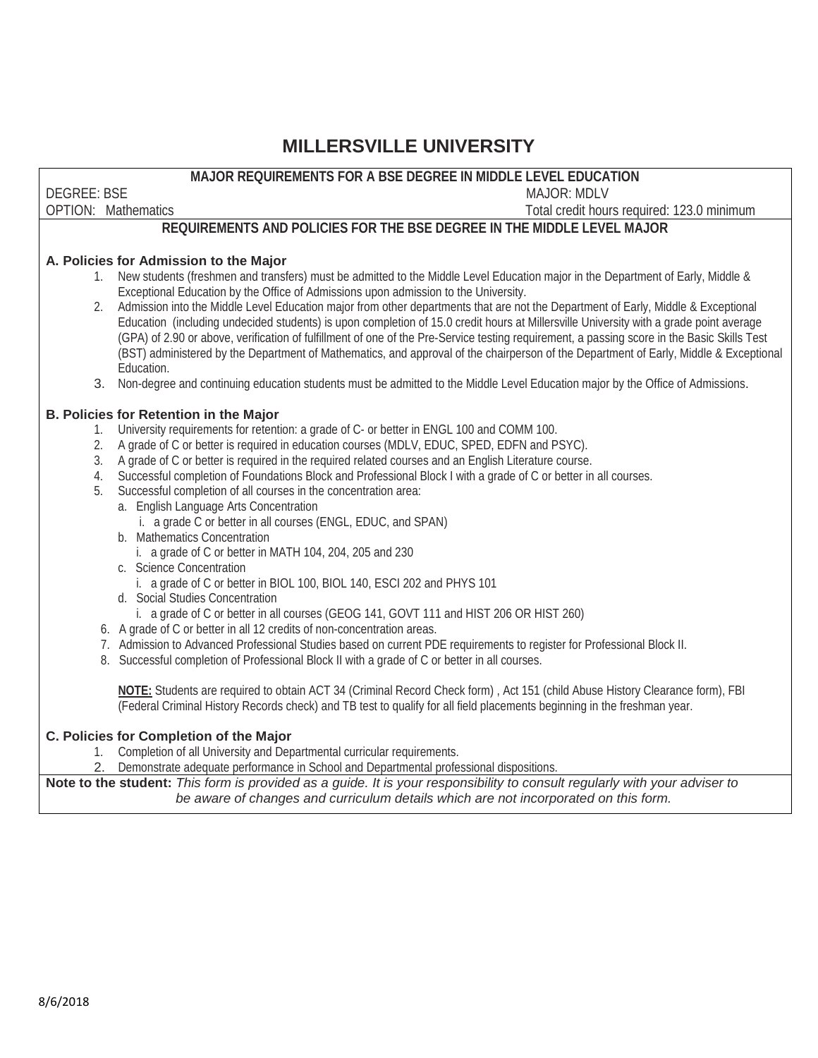# MILLERSVILLE UNIVERSITY

**MAJOR REQUIREMENTS FOR A BSE DEGREE IN MIDDLE LEVEL EDUCATION**

DEGREE: BSE — MAJOR: MDLV

OPTION: Mathematics — Total credit hours required: 123.0 minimum

**REQUIREMENTS AND POLICIES FOR THE BSE DEGREE IN THE MIDDLE LEVEL MAJOR**

### A. Policies for Admission to the Major

1. New students (freshmen and transfers) must be admitted to the Middle Level Education major in the Department of Early, Middle & Exceptional Education by the Office of Admissions upon admission to the University.
2. Admission into the Middle Level Education major from other departments that are not the Department of Early, Middle & Exceptional Education (including undecided students) is upon completion of 15.0 credit hours at Millersville University with a grade point average (GPA) of 2.90 or above, verification of fulfillment of one of the Pre-Service testing requirement, a passing score in the Basic Skills Test (BST) administered by the Department of Mathematics, and approval of the chairperson of the Department of Early, Middle & Exceptional Education.
3. Non-degree and continuing education students must be admitted to the Middle Level Education major by the Office of Admissions.

### B. Policies for Retention in the Major

1. University requirements for retention: a grade of C- or better in ENGL 100 and COMM 100.
2. A grade of C or better is required in education courses (MDLV, EDUC, SPED, EDFN and PSYC).
3. A grade of C or better is required in the required related courses and an English Literature course.
4. Successful completion of Foundations Block and Professional Block I with a grade of C or better in all courses.
5. Successful completion of all courses in the concentration area:
   a. English Language Arts Concentration
      i. a grade C or better in all courses (ENGL, EDUC, and SPAN)
   b. Mathematics Concentration
      i. a grade of C or better in MATH 104, 204, 205 and 230
   c. Science Concentration
      i. a grade of C or better in BIOL 100, BIOL 140, ESCI 202 and PHYS 101
   d. Social Studies Concentration
      i. a grade of C or better in all courses (GEOG 141, GOVT 111 and HIST 206 OR HIST 260)
6. A grade of C or better in all 12 credits of non-concentration areas.
7. Admission to Advanced Professional Studies based on current PDE requirements to register for Professional Block II.
8. Successful completion of Professional Block II with a grade of C or better in all courses.

**NOTE:** Students are required to obtain ACT 34 (Criminal Record Check form) , Act 151 (child Abuse History Clearance form), FBI (Federal Criminal History Records check) and TB test to qualify for all field placements beginning in the freshman year.

### C. Policies for Completion of the Major

1. Completion of all University and Departmental curricular requirements.
2. Demonstrate adequate performance in School and Departmental professional dispositions.

**Note to the student:** *This form is provided as a guide. It is your responsibility to consult regularly with your adviser to be aware of changes and curriculum details which are not incorporated on this form.*

8/6/2018